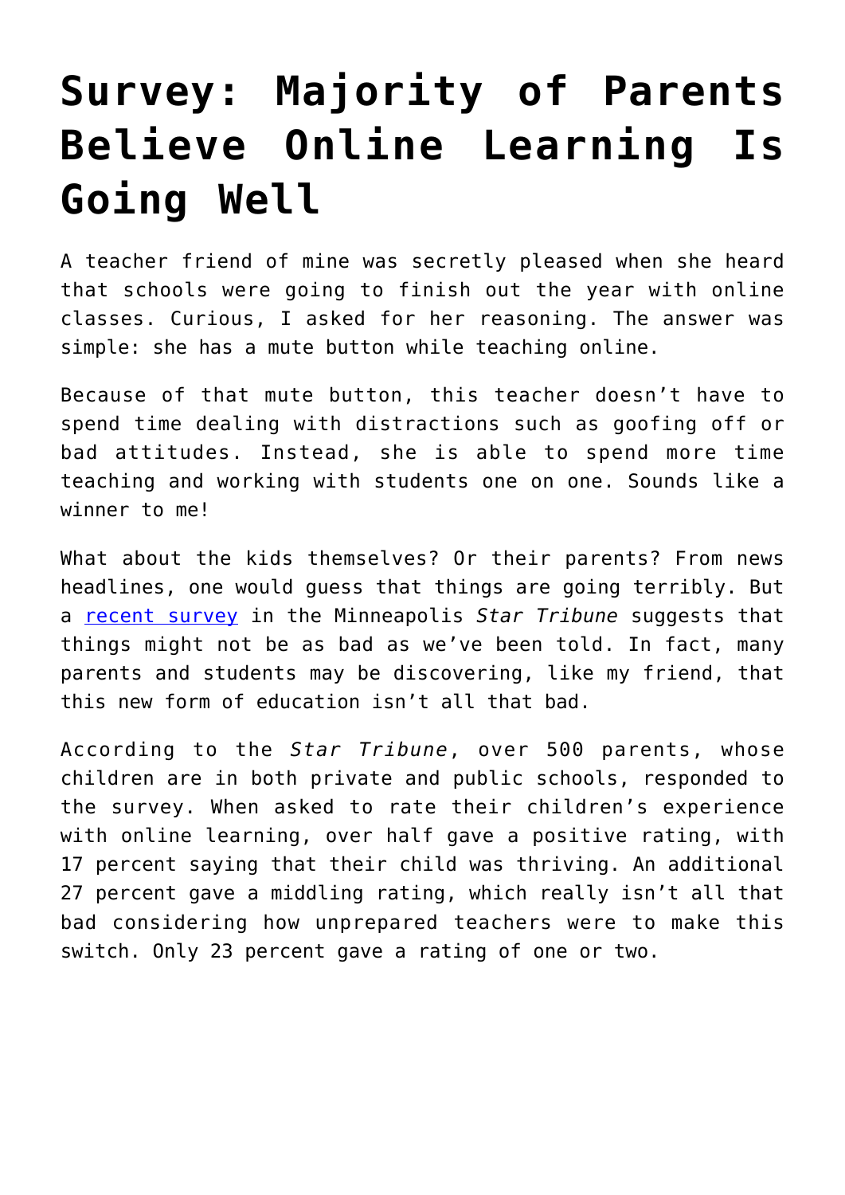# Survey: Majority of Parents Believe Online Learning Is Going Well

A teacher friend of mine was secretly pleased when she heard that schools were going to finish out the year with online classes. Curious, I asked for her reasoning. The answer was simple: she has a mute button while teaching online.

Because of that mute button, this teacher doesn't have to spend time dealing with distractions such as goofing off or bad attitudes. Instead, she is able to spend more time teaching and working with students one on one. Sounds like a winner to me!

What about the kids themselves? Or their parents? From news headlines, one would guess that things are going terribly. But a recent survey in the Minneapolis *Star Tribune* suggests that things might not be as bad as we've been told. In fact, many parents and students may be discovering, like my friend, that this new form of education isn't all that bad.

According to the *Star Tribune*, over 500 parents, whose children are in both private and public schools, responded to the survey. When asked to rate their children's experience with online learning, over half gave a positive rating, with 17 percent saying that their child was thriving. An additional 27 percent gave a middling rating, which really isn't all that bad considering how unprepared teachers were to make this switch. Only 23 percent gave a rating of one or two.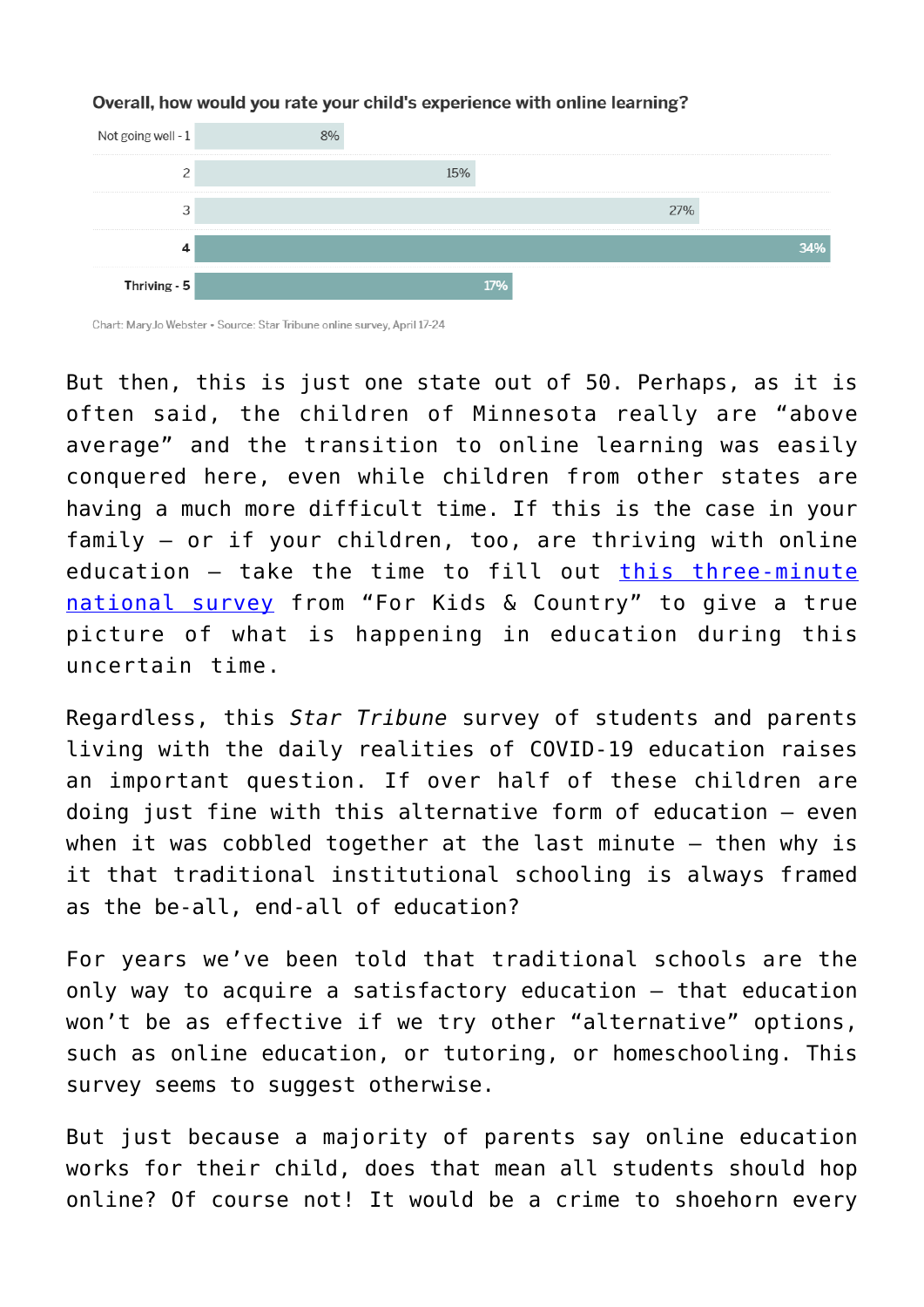**Overall, how would you rate your child's experience with online learning?**

| Rating | Percent |
|---|---|
| Not going well - 1 | 8% |
| 2 | 15% |
| 3 | 27% |
| 4 | 34% |
| Thriving - 5 | 17% |

Chart: MaryJo Webster • Source: Star Tribune online survey, April 17-24

But then, this is just one state out of 50. Perhaps, as it is often said, the children of Minnesota really are "above average" and the transition to online learning was easily conquered here, even while children from other states are having a much more difficult time. If this is the case in your family – or if your children, too, are thriving with online education – take the time to fill out [this three-minute national survey]() from "For Kids & Country" to give a true picture of what is happening in education during this uncertain time.

Regardless, this *Star Tribune* survey of students and parents living with the daily realities of COVID-19 education raises an important question. If over half of these children are doing just fine with this alternative form of education – even when it was cobbled together at the last minute – then why is it that traditional institutional schooling is always framed as the be-all, end-all of education?

For years we've been told that traditional schools are the only way to acquire a satisfactory education – that education won't be as effective if we try other "alternative" options, such as online education, or tutoring, or homeschooling. This survey seems to suggest otherwise.

But just because a majority of parents say online education works for their child, does that mean all students should hop online? Of course not! It would be a crime to shoehorn every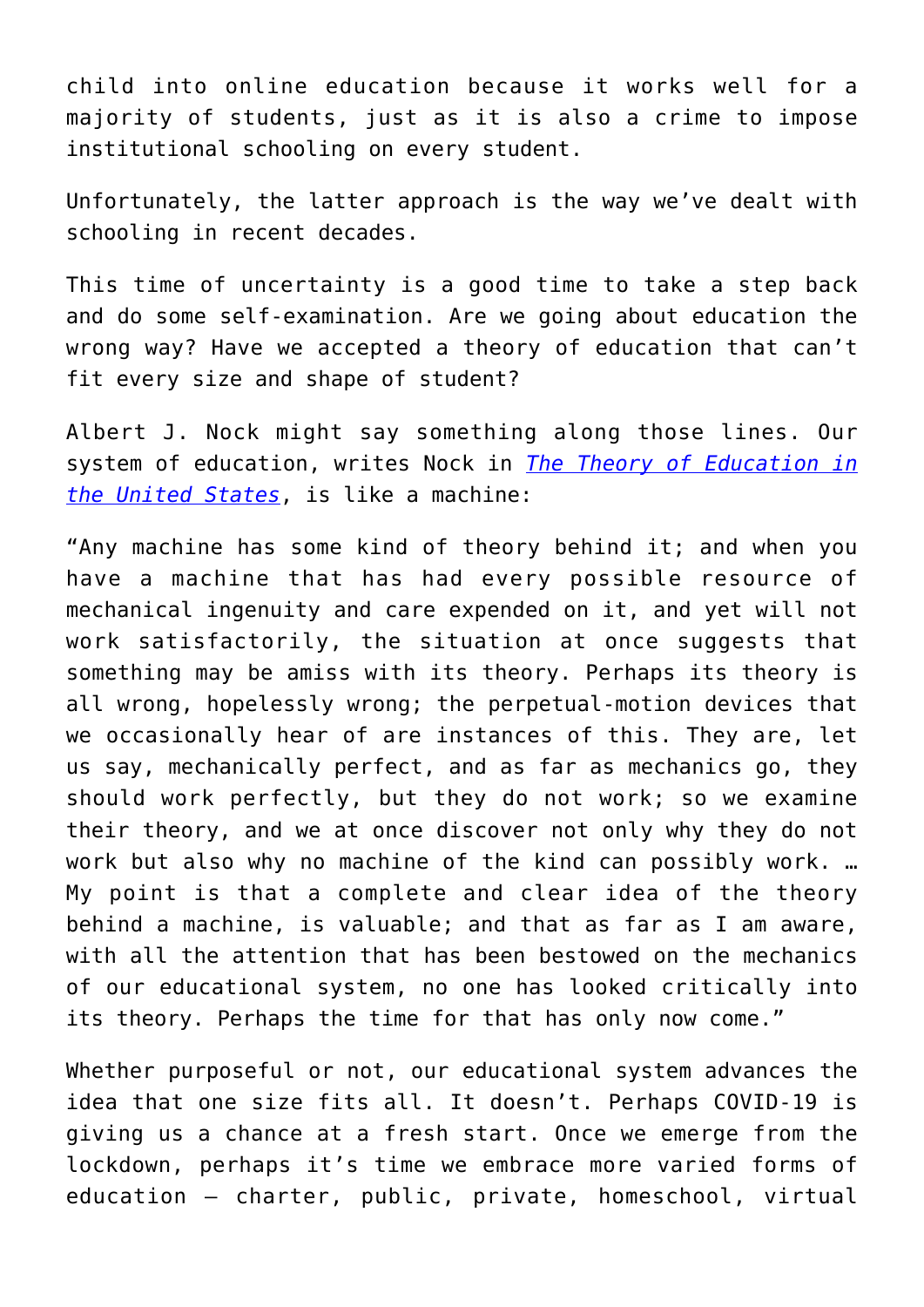child into online education because it works well for a majority of students, just as it is also a crime to impose institutional schooling on every student.

Unfortunately, the latter approach is the way we've dealt with schooling in recent decades.

This time of uncertainty is a good time to take a step back and do some self-examination. Are we going about education the wrong way? Have we accepted a theory of education that can't fit every size and shape of student?

Albert J. Nock might say something along those lines. Our system of education, writes Nock in [*The Theory of Education in the United States*](), is like a machine:

"Any machine has some kind of theory behind it; and when you have a machine that has had every possible resource of mechanical ingenuity and care expended on it, and yet will not work satisfactorily, the situation at once suggests that something may be amiss with its theory. Perhaps its theory is all wrong, hopelessly wrong; the perpetual-motion devices that we occasionally hear of are instances of this. They are, let us say, mechanically perfect, and as far as mechanics go, they should work perfectly, but they do not work; so we examine their theory, and we at once discover not only why they do not work but also why no machine of the kind can possibly work. … My point is that a complete and clear idea of the theory behind a machine, is valuable; and that as far as I am aware, with all the attention that has been bestowed on the mechanics of our educational system, no one has looked critically into its theory. Perhaps the time for that has only now come."

Whether purposeful or not, our educational system advances the idea that one size fits all. It doesn't. Perhaps COVID-19 is giving us a chance at a fresh start. Once we emerge from the lockdown, perhaps it's time we embrace more varied forms of education – charter, public, private, homeschool, virtual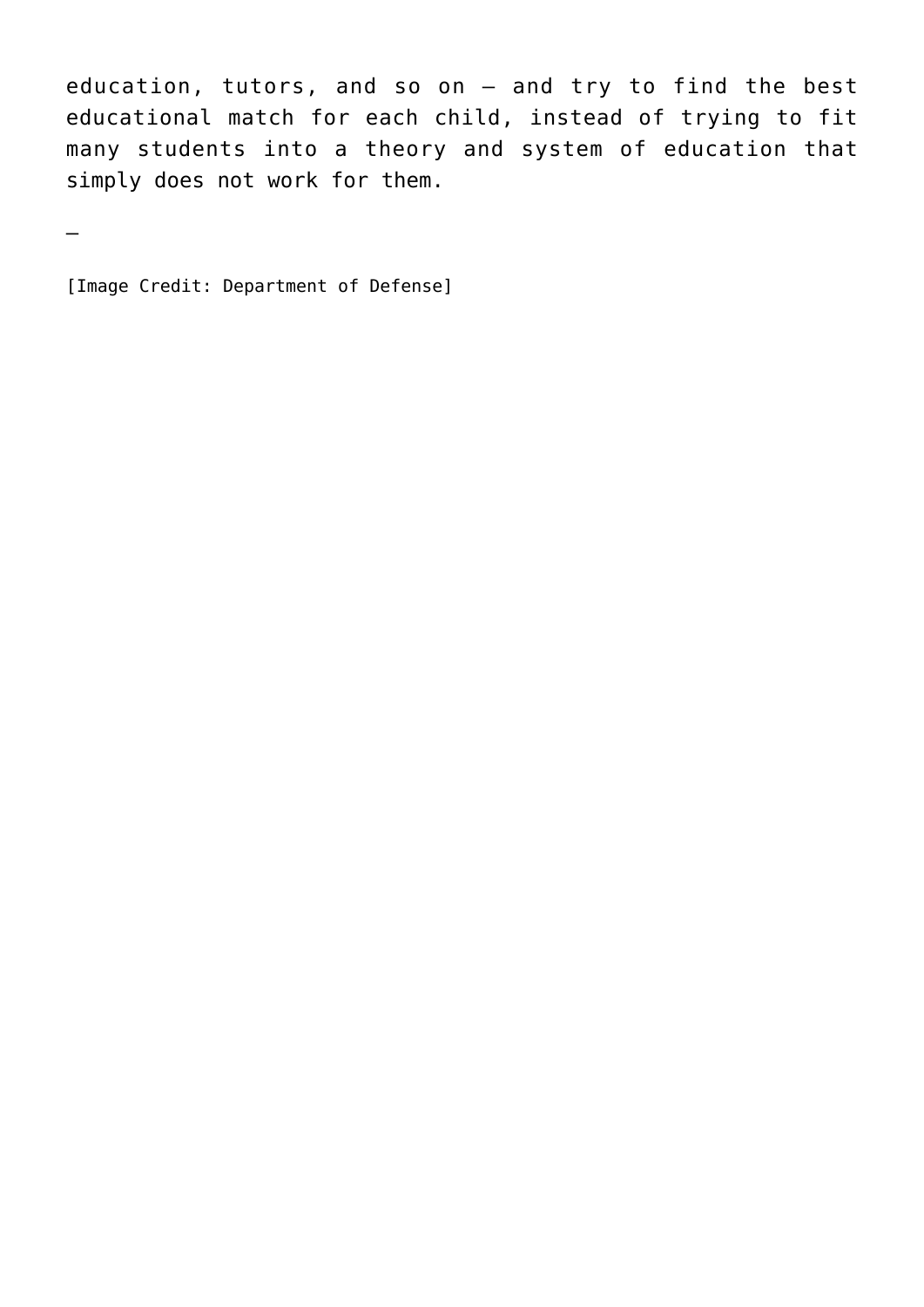education, tutors, and so on – and try to find the best educational match for each child, instead of trying to fit many students into a theory and system of education that simply does not work for them.

—

[Image Credit: Department of Defense]